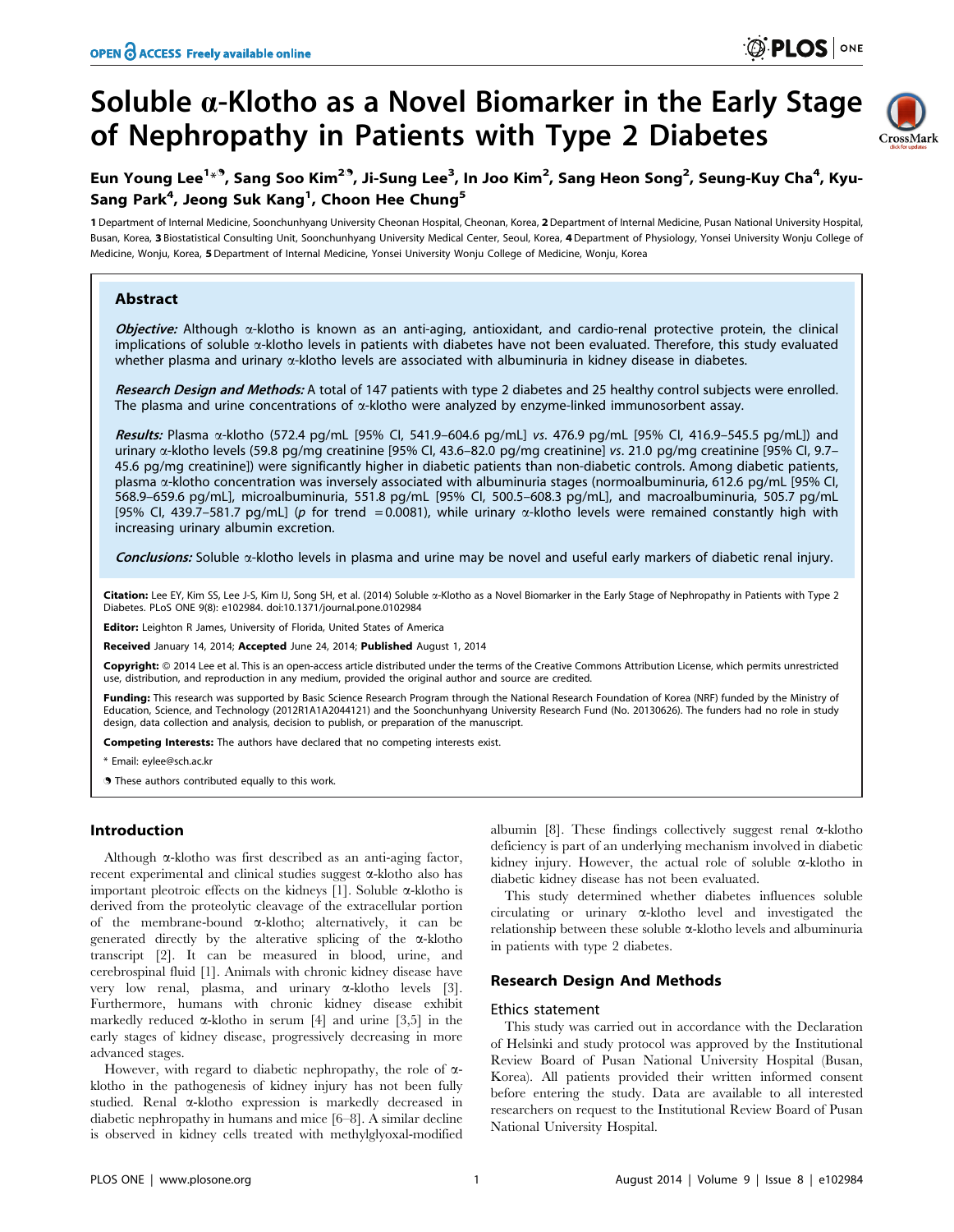# Soluble α-Klotho as a Novel Biomarker in the Early Stage of Nephropathy in Patients with Type 2 Diabetes

Eun Young Lee[1]*⁹, Sang Soo Kim[2]⁹, Ji-Sung Lee[3], In Joo Kim[2], Sang Heon Song[2], Seung-Kuy Cha[4], Kyu-Sang Park[4], Jeong Suk Kang[1], Choon Hee Chung[5]

**1** Department of Internal Medicine, Soonchunhyang University Cheonan Hospital, Cheonan, Korea, **2** Department of Internal Medicine, Pusan National University Hospital, Busan, Korea, **3** Biostatistical Consulting Unit, Soonchunhyang University Medical Center, Seoul, Korea, **4** Department of Physiology, Yonsei University Wonju College of Medicine, Wonju, Korea, **5** Department of Internal Medicine, Yonsei University Wonju College of Medicine, Wonju, Korea

## Abstract

***Objective:*** Although α-klotho is known as an anti-aging, antioxidant, and cardio-renal protective protein, the clinical implications of soluble α-klotho levels in patients with diabetes have not been evaluated. Therefore, this study evaluated whether plasma and urinary α-klotho levels are associated with albuminuria in kidney disease in diabetes.

***Research Design and Methods:*** A total of 147 patients with type 2 diabetes and 25 healthy control subjects were enrolled. The plasma and urine concentrations of α-klotho were analyzed by enzyme-linked immunosorbent assay.

***Results:*** Plasma α-klotho (572.4 pg/mL [95% CI, 541.9–604.6 pg/mL] *vs.* 476.9 pg/mL [95% CI, 416.9–545.5 pg/mL]) and urinary α-klotho levels (59.8 pg/mg creatinine [95% CI, 43.6–82.0 pg/mg creatinine] *vs.* 21.0 pg/mg creatinine [95% CI, 9.7–45.6 pg/mg creatinine]) were significantly higher in diabetic patients than non-diabetic controls. Among diabetic patients, plasma α-klotho concentration was inversely associated with albuminuria stages (normoalbuminuria, 612.6 pg/mL [95% CI, 568.9–659.6 pg/mL], microalbuminuria, 551.8 pg/mL [95% CI, 500.5–608.3 pg/mL], and macroalbuminuria, 505.7 pg/mL [95% CI, 439.7–581.7 pg/mL] ($p$ for trend $=0.0081$), while urinary α-klotho levels were remained constantly high with increasing urinary albumin excretion.

***Conclusions:*** Soluble α-klotho levels in plasma and urine may be novel and useful early markers of diabetic renal injury.

**Citation:** Lee EY, Kim SS, Lee J-S, Kim IJ, Song SH, et al. (2014) Soluble α-Klotho as a Novel Biomarker in the Early Stage of Nephropathy in Patients with Type 2 Diabetes. PLoS ONE 9(8): e102984. doi:10.1371/journal.pone.0102984

**Editor:** Leighton R James, University of Florida, United States of America

**Received** January 14, 2014; **Accepted** June 24, 2014; **Published** August 1, 2014

**Copyright:** © 2014 Lee et al. This is an open-access article distributed under the terms of the Creative Commons Attribution License, which permits unrestricted use, distribution, and reproduction in any medium, provided the original author and source are credited.

**Funding:** This research was supported by Basic Science Research Program through the National Research Foundation of Korea (NRF) funded by the Ministry of Education, Science, and Technology (2012R1A1A2044121) and the Soonchunhyang University Research Fund (No. 20130626). The funders had no role in study design, data collection and analysis, decision to publish, or preparation of the manuscript.

**Competing Interests:** The authors have declared that no competing interests exist.

\* Email: eylee@sch.ac.kr

⁹ These authors contributed equally to this work.

## Introduction

Although α-klotho was first described as an anti-aging factor, recent experimental and clinical studies suggest α-klotho also has important pleotroic effects on the kidneys [1]. Soluble α-klotho is derived from the proteolytic cleavage of the extracellular portion of the membrane-bound α-klotho; alternatively, it can be generated directly by the alterative splicing of the α-klotho transcript [2]. It can be measured in blood, urine, and cerebrospinal fluid [1]. Animals with chronic kidney disease have very low renal, plasma, and urinary α-klotho levels [3]. Furthermore, humans with chronic kidney disease exhibit markedly reduced α-klotho in serum [4] and urine [3,5] in the early stages of kidney disease, progressively decreasing in more advanced stages.

However, with regard to diabetic nephropathy, the role of α-klotho in the pathogenesis of kidney injury has not been fully studied. Renal α-klotho expression is markedly decreased in diabetic nephropathy in humans and mice [6–8]. A similar decline is observed in kidney cells treated with methylglyoxal-modified albumin [8]. These findings collectively suggest renal α-klotho deficiency is part of an underlying mechanism involved in diabetic kidney injury. However, the actual role of soluble α-klotho in diabetic kidney disease has not been evaluated.

This study determined whether diabetes influences soluble circulating or urinary α-klotho level and investigated the relationship between these soluble α-klotho levels and albuminuria in patients with type 2 diabetes.

## Research Design And Methods

### Ethics statement

This study was carried out in accordance with the Declaration of Helsinki and study protocol was approved by the Institutional Review Board of Pusan National University Hospital (Busan, Korea). All patients provided their written informed consent before entering the study. Data are available to all interested researchers on request to the Institutional Review Board of Pusan National University Hospital.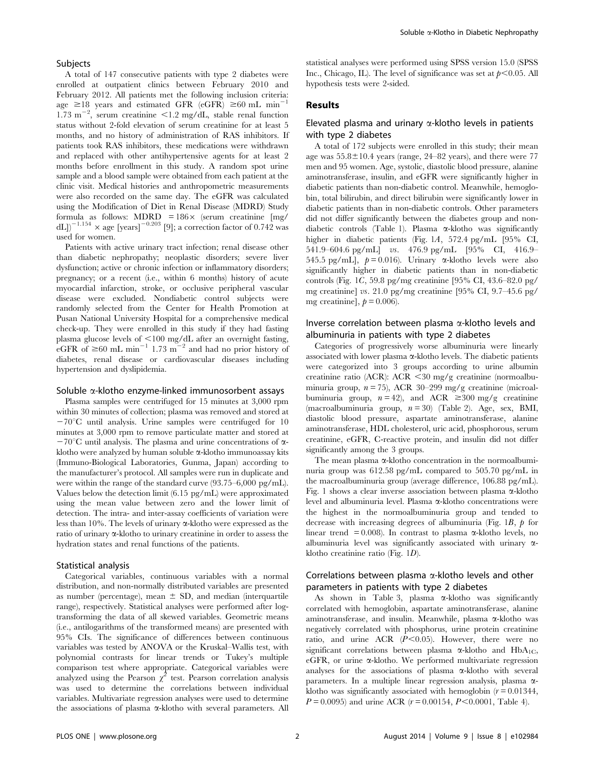### Subjects

A total of 147 consecutive patients with type 2 diabetes were enrolled at outpatient clinics between February 2010 and February 2012. All patients met the following inclusion criteria: age ≥18 years and estimated GFR (eGFR) ≥60 mL $\text{min}^{-1}$ 1.73 $\text{m}^{-2}$, serum creatinine <1.2 mg/dL, stable renal function status without 2-fold elevation of serum creatinine for at least 5 months, and no history of administration of RAS inhibitors. If patients took RAS inhibitors, these medications were withdrawn and replaced with other antihypertensive agents for at least 2 months before enrollment in this study. A random spot urine sample and a blood sample were obtained from each patient at the clinic visit. Medical histories and anthropometric measurements were also recorded on the same day. The eGFR was calculated using the Modification of Diet in Renal Disease (MDRD) Study formula as follows: MDRD $= 186 \times$ (serum creatinine [mg/dL])$^{-1.154}$ $\times$ age [years]$^{-0.203}$ [9]; a correction factor of 0.742 was used for women.

Patients with active urinary tract infection; renal disease other than diabetic nephropathy; neoplastic disorders; severe liver dysfunction; active or chronic infection or inflammatory disorders; pregnancy; or a recent (i.e., within 6 months) history of acute myocardial infarction, stroke, or occlusive peripheral vascular disease were excluded. Nondiabetic control subjects were randomly selected from the Center for Health Promotion at Pusan National University Hospital for a comprehensive medical check-up. They were enrolled in this study if they had fasting plasma glucose levels of <100 mg/dL after an overnight fasting, eGFR of ≥60 mL $\text{min}^{-1}$ 1.73 $\text{m}^{-2}$ and had no prior history of diabetes, renal disease or cardiovascular diseases including hypertension and dyslipidemia.

### Soluble α-klotho enzyme-linked immunosorbent assays

Plasma samples were centrifuged for 15 minutes at 3,000 rpm within 30 minutes of collection; plasma was removed and stored at −70°C until analysis. Urine samples were centrifuged for 10 minutes at 3,000 rpm to remove particulate matter and stored at −70°C until analysis. The plasma and urine concentrations of α-klotho were analyzed by human soluble α-klotho immunoassay kits (Immuno-Biological Laboratories, Gunma, Japan) according to the manufacturer's protocol. All samples were run in duplicate and were within the range of the standard curve (93.75–6,000 pg/mL). Values below the detection limit (6.15 pg/mL) were approximated using the mean value between zero and the lower limit of detection. The intra- and inter-assay coefficients of variation were less than 10%. The levels of urinary α-klotho were expressed as the ratio of urinary α-klotho to urinary creatinine in order to assess the hydration states and renal functions of the patients.

### Statistical analysis

Categorical variables, continuous variables with a normal distribution, and non-normally distributed variables are presented as number (percentage), mean ± SD, and median (interquartile range), respectively. Statistical analyses were performed after log-transforming the data of all skewed variables. Geometric means (i.e., antilogarithms of the transformed means) are presented with 95% CIs. The significance of differences between continuous variables was tested by ANOVA or the Kruskal–Wallis test, with polynomial contrasts for linear trends or Tukey's multiple comparison test where appropriate. Categorical variables were analyzed using the Pearson $\chi^2$ test. Pearson correlation analysis was used to determine the correlations between individual variables. Multivariate regression analyses were used to determine the associations of plasma α-klotho with several parameters. All statistical analyses were performed using SPSS version 15.0 (SPSS Inc., Chicago, IL). The level of significance was set at $p<0.05$. All hypothesis tests were 2-sided.

## Results

### Elevated plasma and urinary α-klotho levels in patients with type 2 diabetes

A total of 172 subjects were enrolled in this study; their mean age was 55.8±10.4 years (range, 24–82 years), and there were 77 men and 95 women. Age, systolic, diastolic blood pressure, alanine aminotransferase, insulin, and eGFR were significantly higher in diabetic patients than non-diabetic control. Meanwhile, hemoglobin, total bilirubin, and direct bilirubin were significantly lower in diabetic patients than in non-diabetic controls. Other parameters did not differ significantly between the diabetes group and non-diabetic controls (Table 1). Plasma α-klotho was significantly higher in diabetic patients (Fig. 1*A*, 572.4 pg/mL [95% CI, 541.9–604.6 pg/mL] *vs.* 476.9 pg/mL [95% CI, 416.9–545.5 pg/mL], $p = 0.016$). Urinary α-klotho levels were also significantly higher in diabetic patients than in non-diabetic controls (Fig. 1*C*, 59.8 pg/mg creatinine [95% CI, 43.6–82.0 pg/mg creatinine] *vs.* 21.0 pg/mg creatinine [95% CI, 9.7–45.6 pg/mg creatinine], $p = 0.006$).

### Inverse correlation between plasma α-klotho levels and albuminuria in patients with type 2 diabetes

Categories of progressively worse albuminuria were linearly associated with lower plasma α-klotho levels. The diabetic patients were categorized into 3 groups according to urine albumin creatinine ratio (ACR): ACR <30 mg/g creatinine (normoalbuminuria group, $n = 75$), ACR 30–299 mg/g creatinine (microalbuminuria group, $n = 42$), and ACR ≥300 mg/g creatinine (macroalbuminuria group, $n = 30$) (Table 2). Age, sex, BMI, diastolic blood pressure, aspartate aminotransferase, alanine aminotransferase, HDL cholesterol, uric acid, phosphorous, serum creatinine, eGFR, C-reactive protein, and insulin did not differ significantly among the 3 groups.

The mean plasma α-klotho concentration in the normoalbuminuria group was 612.58 pg/mL compared to 505.70 pg/mL in the macroalbuminuria group (average difference, 106.88 pg/mL). Fig. 1 shows a clear inverse association between plasma α-klotho level and albuminuria level. Plasma α-klotho concentrations were the highest in the normoalbuminuria group and tended to decrease with increasing degrees of albuminuria (Fig. 1*B*, $p$ for linear trend $= 0.008$). In contrast to plasma α-klotho levels, no albuminuria level was significantly associated with urinary α-klotho creatinine ratio (Fig. 1*D*).

### Correlations between plasma α-klotho levels and other parameters in patients with type 2 diabetes

As shown in Table 3, plasma α-klotho was significantly correlated with hemoglobin, aspartate aminotransferase, alanine aminotransferase, and insulin. Meanwhile, plasma α-klotho was negatively correlated with phosphorus, urine protein creatinine ratio, and urine ACR ($P<0.05$). However, there were no significant correlations between plasma α-klotho and $HbA_{1C}$, eGFR, or urine α-klotho. We performed multivariate regression analyses for the associations of plasma α-klotho with several parameters. In a multiple linear regression analysis, plasma α-klotho was significantly associated with hemoglobin ($r = 0.01344$, $P = 0.0095$) and urine ACR ($r = 0.00154$, $P<0.0001$, Table 4).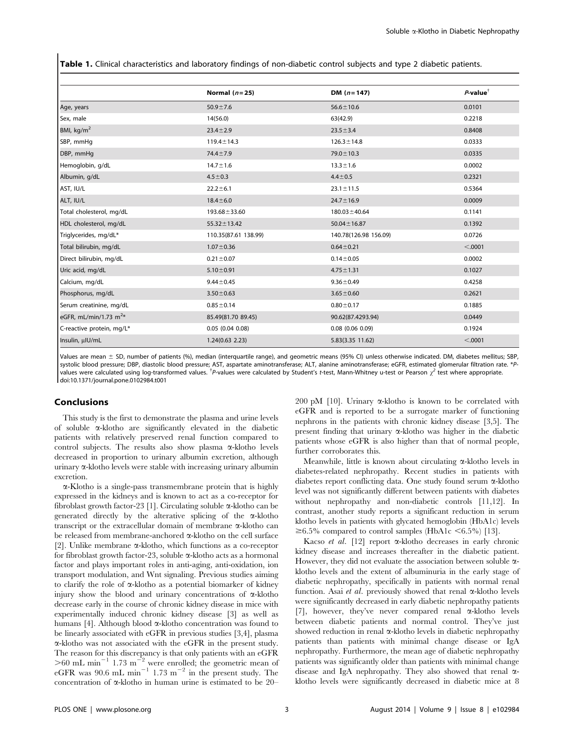**Table 1.** Clinical characteristics and laboratory findings of non-diabetic control subjects and type 2 diabetic patients.

| | Normal (n = 25) | DM (n = 147) | P-value[†] |
|---|---|---|---|
| Age, years | 50.9±7.6 | 56.6±10.6 | 0.0101 |
| Sex, male | 14(56.0) | 63(42.9) | 0.2218 |
| BMI, kg/m$^2$ | 23.4±2.9 | 23.5±3.4 | 0.8408 |
| SBP, mmHg | 119.4±14.3 | 126.3±14.8 | 0.0333 |
| DBP, mmHg | 74.4±7.9 | 79.0±10.3 | 0.0335 |
| Hemoglobin, g/dL | 14.7±1.6 | 13.3±1.6 | 0.0002 |
| Albumin, g/dL | 4.5±0.3 | 4.4±0.5 | 0.2321 |
| AST, IU/L | 22.2±6.1 | 23.1±11.5 | 0.5364 |
| ALT, IU/L | 18.4±6.0 | 24.7±16.9 | 0.0009 |
| Total cholesterol, mg/dL | 193.68±33.60 | 180.03±40.64 | 0.1141 |
| HDL cholesterol, mg/dL | 55.32±13.42 | 50.04±16.87 | 0.1392 |
| Triglycerides, mg/dL* | 110.35(87.61 138.99) | 140.78(126.98 156.09) | 0.0726 |
| Total bilirubin, mg/dL | 1.07±0.36 | 0.64±0.21 | <.0001 |
| Direct bilirubin, mg/dL | 0.21±0.07 | 0.14±0.05 | 0.0002 |
| Uric acid, mg/dL | 5.10±0.91 | 4.75±1.31 | 0.1027 |
| Calcium, mg/dL | 9.44±0.45 | 9.36±0.49 | 0.4258 |
| Phosphorus, mg/dL | 3.50±0.63 | 3.65±0.60 | 0.2621 |
| Serum creatinine, mg/dL | 0.85±0.14 | 0.80±0.17 | 0.1885 |
| eGFR, mL/min/1.73 m$^2$* | 85.49(81.70 89.45) | 90.62(87.4293.94) | 0.0449 |
| C-reactive protein, mg/L* | 0.05 (0.04 0.08) | 0.08 (0.06 0.09) | 0.1924 |
| Insulin, μIU/mL | 1.24(0.63 2.23) | 5.83(3.35 11.62) | <.0001 |

Values are mean ± SD, number of patients (%), median (interquartile range), and geometric means (95% CI) unless otherwise indicated. DM, diabetes mellitus; SBP, systolic blood pressure; DBP, diastolic blood pressure; AST, aspartate aminotransferase; ALT, alanine aminotransferase; eGFR, estimated glomerular filtration rate. *P-values were calculated using log-transformed values. [†]P-values were calculated by Student's t-test, Mann-Whitney u-test or Pearson $\chi^2$ test where appropriate.
doi:10.1371/journal.pone.0102984.t001

## Conclusions

This study is the first to demonstrate the plasma and urine levels of soluble α-klotho are significantly elevated in the diabetic patients with relatively preserved renal function compared to control subjects. The results also show plasma α-klotho levels decreased in proportion to urinary albumin excretion, although urinary α-klotho levels were stable with increasing urinary albumin excretion.

α-Klotho is a single-pass transmembrane protein that is highly expressed in the kidneys and is known to act as a co-receptor for fibroblast growth factor-23 [1]. Circulating soluble α-klotho can be generated directly by the alterative splicing of the α-klotho transcript or the extracellular domain of membrane α-klotho can be released from membrane-anchored α-klotho on the cell surface [2]. Unlike membrane α-klotho, which functions as a co-receptor for fibroblast growth factor-23, soluble α-klotho acts as a hormonal factor and plays important roles in anti-aging, anti-oxidation, ion transport modulation, and Wnt signaling. Previous studies aiming to clarify the role of α-klotho as a potential biomarker of kidney injury show the blood and urinary concentrations of α-klotho decrease early in the course of chronic kidney disease in mice with experimentally induced chronic kidney disease [3] as well as humans [4]. Although blood α-klotho concentration was found to be linearly associated with eGFR in previous studies [3,4], plasma α-klotho was not associated with the eGFR in the present study. The reason for this discrepancy is that only patients with an eGFR >60 mL min$^{-1}$ 1.73 m$^{-2}$ were enrolled; the geometric mean of eGFR was 90.6 mL min$^{-1}$ 1.73 m$^{-2}$ in the present study. The concentration of α-klotho in human urine is estimated to be 20–200 pM [10]. Urinary α-klotho is known to be correlated with eGFR and is reported to be a surrogate marker of functioning nephrons in the patients with chronic kidney disease [3,5]. The present finding that urinary α-klotho was higher in the diabetic patients whose eGFR is also higher than that of normal people, further corroborates this.

Meanwhile, little is known about circulating α-klotho levels in diabetes-related nephropathy. Recent studies in patients with diabetes report conflicting data. One study found serum α-klotho level was not significantly different between patients with diabetes without nephropathy and non-diabetic controls [11,12]. In contrast, another study reports a significant reduction in serum klotho levels in patients with glycated hemoglobin (HbA1c) levels ≥6.5% compared to control samples (HbA1c <6.5%) [13].

Kacso *et al.* [12] report α-klotho decreases in early chronic kidney disease and increases thereafter in the diabetic patient. However, they did not evaluate the association between soluble α-klotho levels and the extent of albuminuria in the early stage of diabetic nephropathy, specifically in patients with normal renal function. Asai *et al.* previously showed that renal α-klotho levels were significantly decreased in early diabetic nephropathy patients [7], however, they've never compared renal α-klotho levels between diabetic patients and normal control. They've just showed reduction in renal α-klotho levels in diabetic nephropathy patients than patients with minimal change disease or IgA nephropathy. Furthermore, the mean age of diabetic nephropathy patients was significantly older than patients with minimal change disease and IgA nephropathy. They also showed that renal α-klotho levels were significantly decreased in diabetic mice at 8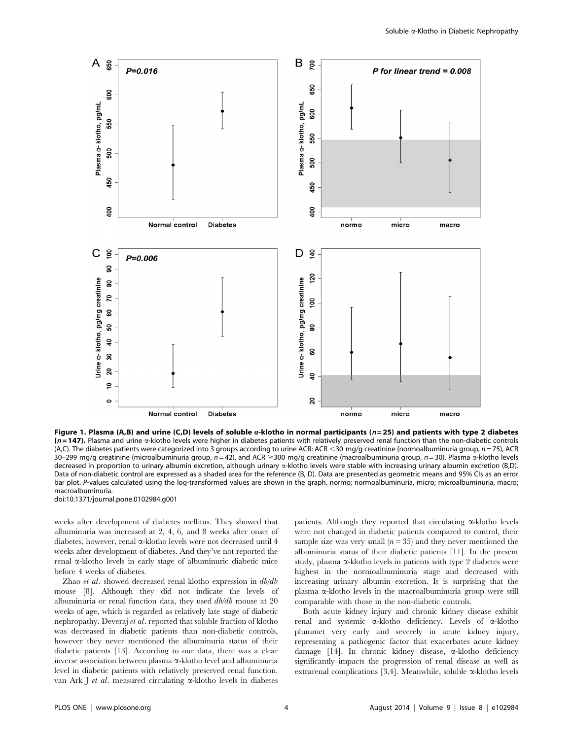**Figure 1. Plasma (A,B) and urine (C,D) levels of soluble α-klotho in normal participants ($n = 25$) and patients with type 2 diabetes ($n = 147$).** Plasma and urine α-klotho levels were higher in diabetes patients with relatively preserved renal function than the non-diabetic controls (A,C). The diabetes patients were categorized into 3 groups according to urine ACR: ACR <30 mg/g creatinine (normoalbuminuria group, $n = 75$), ACR 30–299 mg/g creatinine (microalbuminuria group, $n = 42$), and ACR ≥300 mg/g creatinine (macroalbuminuria group, $n = 30$). Plasma α-klotho levels decreased in proportion to urinary albumin excretion, although urinary α-klotho levels were stable with increasing urinary albumin excretion (B,D). Data of non-diabetic control are expressed as a shaded area for the reference (B, D). Data are presented as geometric means and 95% CIs as an error bar plot. *P*-values calculated using the log-transformed values are shown in the graph. normo; normoalbuminuria, micro; microalbuminuria, macro; macroalbuminuria.
doi:10.1371/journal.pone.0102984.g001

weeks after development of diabetes mellitus. They showed that albuminuria was increased at 2, 4, 6, and 8 weeks after onset of diabetes, however, renal α-klotho levels were not decreased until 4 weeks after development of diabetes. And they've not reported the renal α-klotho levels in early stage of albuminuric diabetic mice before 4 weeks of diabetes.

Zhao *et al.* showed decreased renal klotho expression in *db/db* mouse [8]. Although they did not indicate the levels of albuminuria or renal function data, they used *db/db* mouse at 20 weeks of age, which is regarded as relatively late stage of diabetic nephropathy. Deveraj *et al.* reported that soluble fraction of klotho was decreased in diabetic patients than non-diabetic controls, however they never mentioned the albuminuria status of their diabetic patients [13]. According to our data, there was a clear inverse association between plasma α-klotho level and albuminuria level in diabetic patients with relatively preserved renal function. van Ark J *et al.* measured circulating α-klotho levels in diabetes patients. Although they reported that circulating α-klotho levels were not changed in diabetic patients compared to control, their sample size was very small ($n = 35$) and they never mentioned the albuminuria status of their diabetic patients [11]. In the present study, plasma α-klotho levels in patients with type 2 diabetes were highest in the normoalbuminuria stage and decreased with increasing urinary albumin excretion. It is surprising that the plasma α-klotho levels in the macroalbuminuria group were still comparable with those in the non-diabetic controls.

Both acute kidney injury and chronic kidney disease exhibit renal and systemic α-klotho deficiency. Levels of α-klotho plummet very early and severely in acute kidney injury, representing a pathogenic factor that exacerbates acute kidney damage [14]. In chronic kidney disease, α-klotho deficiency significantly impacts the progression of renal disease as well as extrarenal complications [3,4]. Meanwhile, soluble α-klotho levels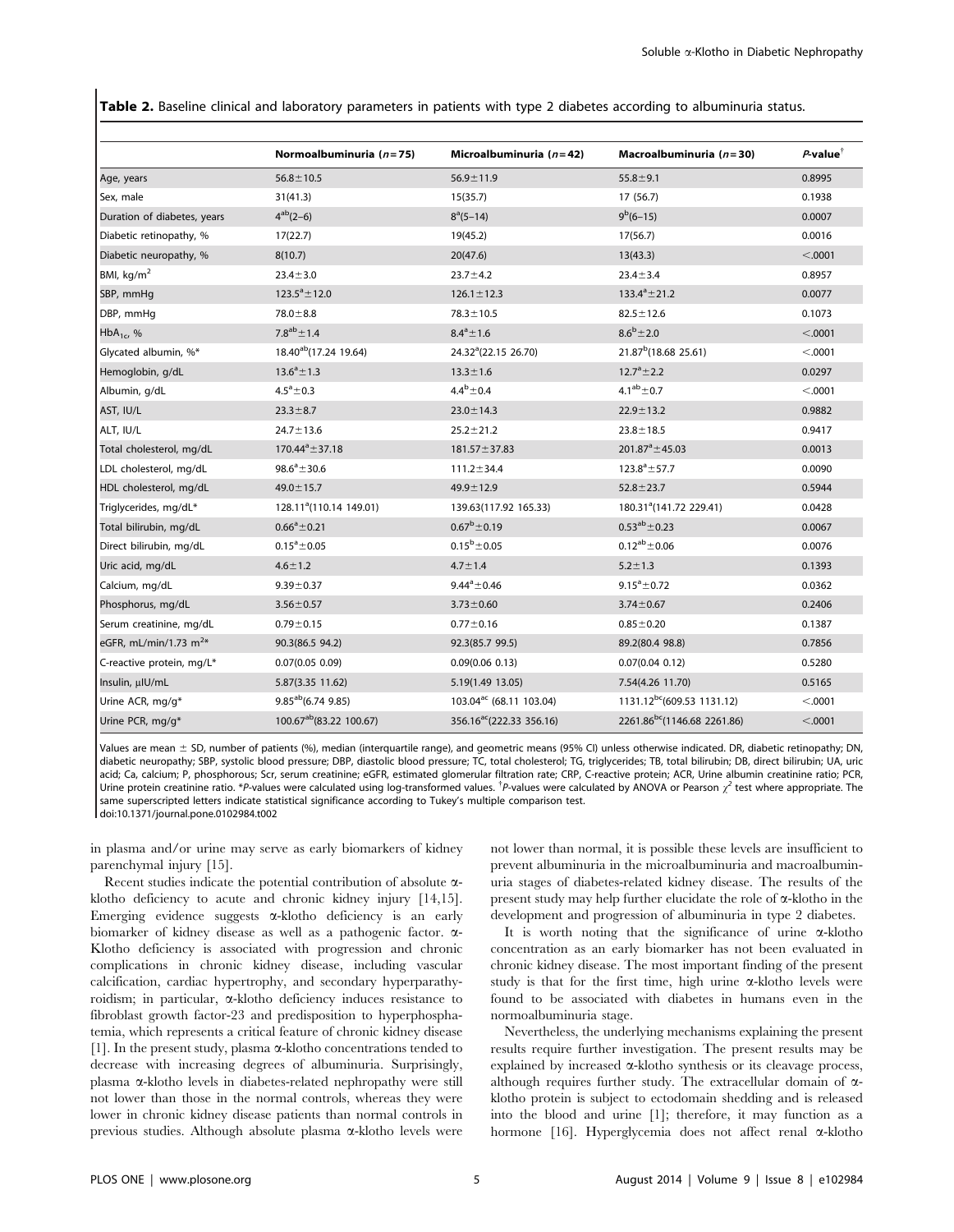**Table 2.** Baseline clinical and laboratory parameters in patients with type 2 diabetes according to albuminuria status.

| | Normoalbuminuria (n = 75) | Microalbuminuria (n = 42) | Macroalbuminuria (n = 30) | P-value[†] |
|---|---|---|---|---|
| Age, years | 56.8±10.5 | 56.9±11.9 | 55.8±9.1 | 0.8995 |
| Sex, male | 31(41.3) | 15(35.7) | 17 (56.7) | 0.1938 |
| Duration of diabetes, years | 4[ab](2–6) | 8[a](5–14) | 9[b](6–15) | 0.0007 |
| Diabetic retinopathy, % | 17(22.7) | 19(45.2) | 17(56.7) | 0.0016 |
| Diabetic neuropathy, % | 8(10.7) | 20(47.6) | 13(43.3) | <.0001 |
| BMI, kg/m$^2$ | 23.4±3.0 | 23.7±4.2 | 23.4±3.4 | 0.8957 |
| SBP, mmHg | 123.5[a]±12.0 | 126.1±12.3 | 133.4[a]±21.2 | 0.0077 |
| DBP, mmHg | 78.0±8.8 | 78.3±10.5 | 82.5±12.6 | 0.1073 |
| $HbA_{1c}$, % | 7.8[ab]±1.4 | 8.4[a]±1.6 | 8.6[b]±2.0 | <.0001 |
| Glycated albumin, %* | 18.40[ab](17.24 19.64) | 24.32[a](22.15 26.70) | 21.87[b](18.68 25.61) | <.0001 |
| Hemoglobin, g/dL | 13.6[a]±1.3 | 13.3±1.6 | 12.7[a]±2.2 | 0.0297 |
| Albumin, g/dL | 4.5[a]±0.3 | 4.4[b]±0.4 | 4.1[ab]±0.7 | <.0001 |
| AST, IU/L | 23.3±8.7 | 23.0±14.3 | 22.9±13.2 | 0.9882 |
| ALT, IU/L | 24.7±13.6 | 25.2±21.2 | 23.8±18.5 | 0.9417 |
| Total cholesterol, mg/dL | 170.44[a]±37.18 | 181.57±37.83 | 201.87[a]±45.03 | 0.0013 |
| LDL cholesterol, mg/dL | 98.6[a]±30.6 | 111.2±34.4 | 123.8[a]±57.7 | 0.0090 |
| HDL cholesterol, mg/dL | 49.0±15.7 | 49.9±12.9 | 52.8±23.7 | 0.5944 |
| Triglycerides, mg/dL* | 128.11[a](110.14 149.01) | 139.63(117.92 165.33) | 180.31[a](141.72 229.41) | 0.0428 |
| Total bilirubin, mg/dL | 0.66[a]±0.21 | 0.67[b]±0.19 | 0.53[ab]±0.23 | 0.0067 |
| Direct bilirubin, mg/dL | 0.15[a]±0.05 | 0.15[b]±0.05 | 0.12[ab]±0.06 | 0.0076 |
| Uric acid, mg/dL | 4.6±1.2 | 4.7±1.4 | 5.2±1.3 | 0.1393 |
| Calcium, mg/dL | 9.39±0.37 | 9.44[a]±0.46 | 9.15[a]±0.72 | 0.0362 |
| Phosphorus, mg/dL | 3.56±0.57 | 3.73±0.60 | 3.74±0.67 | 0.2406 |
| Serum creatinine, mg/dL | 0.79±0.15 | 0.77±0.16 | 0.85±0.20 | 0.1387 |
| eGFR, mL/min/1.73 m$^2$* | 90.3(86.5 94.2) | 92.3(85.7 99.5) | 89.2(80.4 98.8) | 0.7856 |
| C-reactive protein, mg/L* | 0.07(0.05 0.09) | 0.09(0.06 0.13) | 0.07(0.04 0.12) | 0.5280 |
| Insulin, μIU/mL | 5.87(3.35 11.62) | 5.19(1.49 13.05) | 7.54(4.26 11.70) | 0.5165 |
| Urine ACR, mg/g* | 9.85[ab](6.74 9.85) | 103.04[ac] (68.11 103.04) | 1131.12[bc](609.53 1131.12) | <.0001 |
| Urine PCR, mg/g* | 100.67[ab](83.22 100.67) | 356.16[ac](222.33 356.16) | 2261.86[bc](1146.68 2261.86) | <.0001 |

Values are mean ± SD, number of patients (%), median (interquartile range), and geometric means (95% CI) unless otherwise indicated. DR, diabetic retinopathy; DN, diabetic neuropathy; SBP, systolic blood pressure; DBP, diastolic blood pressure; TC, total cholesterol; TG, triglycerides; TB, total bilirubin; DB, direct bilirubin; UA, uric acid; Ca, calcium; P, phosphorous; Scr, serum creatinine; eGFR, estimated glomerular filtration rate; CRP, C-reactive protein; ACR, Urine albumin creatinine ratio; PCR, Urine protein creatinine ratio. *P-values were calculated using log-transformed values. [†]P-values were calculated by ANOVA or Pearson $\chi^2$ test where appropriate. The same superscripted letters indicate statistical significance according to Tukey's multiple comparison test.
doi:10.1371/journal.pone.0102984.t002

in plasma and/or urine may serve as early biomarkers of kidney parenchymal injury [15].

Recent studies indicate the potential contribution of absolute α-klotho deficiency to acute and chronic kidney injury [14,15]. Emerging evidence suggests α-klotho deficiency is an early biomarker of kidney disease as well as a pathogenic factor. α-Klotho deficiency is associated with progression and chronic complications in chronic kidney disease, including vascular calcification, cardiac hypertrophy, and secondary hyperparathyroidism; in particular, α-klotho deficiency induces resistance to fibroblast growth factor-23 and predisposition to hyperphosphatemia, which represents a critical feature of chronic kidney disease [1]. In the present study, plasma α-klotho concentrations tended to decrease with increasing degrees of albuminuria. Surprisingly, plasma α-klotho levels in diabetes-related nephropathy were still not lower than those in the normal controls, whereas they were lower in chronic kidney disease patients than normal controls in previous studies. Although absolute plasma α-klotho levels were not lower than normal, it is possible these levels are insufficient to prevent albuminuria in the microalbuminuria and macroalbuminuria stages of diabetes-related kidney disease. The results of the present study may help further elucidate the role of α-klotho in the development and progression of albuminuria in type 2 diabetes.

It is worth noting that the significance of urine α-klotho concentration as an early biomarker has not been evaluated in chronic kidney disease. The most important finding of the present study is that for the first time, high urine α-klotho levels were found to be associated with diabetes in humans even in the normoalbuminuria stage.

Nevertheless, the underlying mechanisms explaining the present results require further investigation. The present results may be explained by increased α-klotho synthesis or its cleavage process, although requires further study. The extracellular domain of α-klotho protein is subject to ectodomain shedding and is released into the blood and urine [1]; therefore, it may function as a hormone [16]. Hyperglycemia does not affect renal α-klotho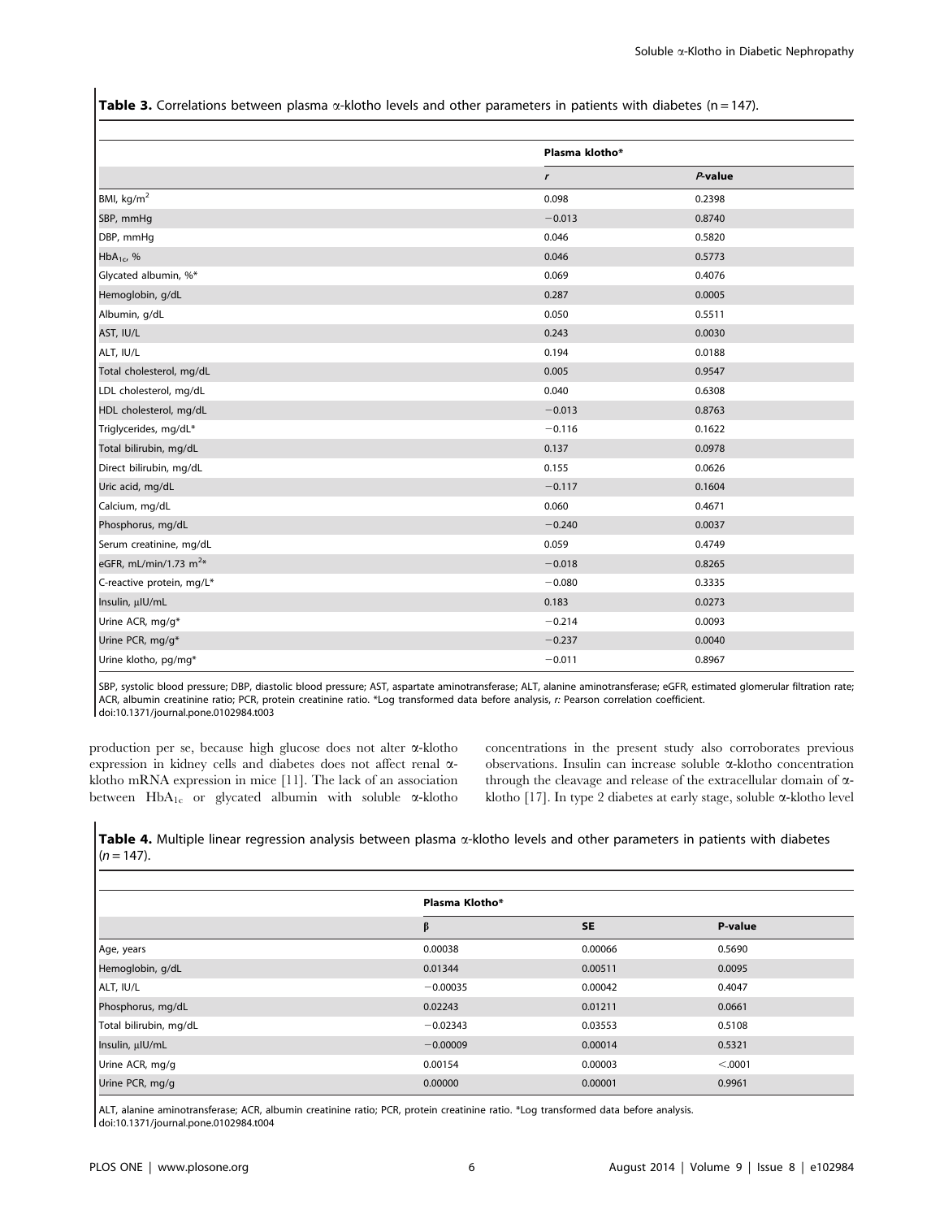**Table 3.** Correlations between plasma α-klotho levels and other parameters in patients with diabetes (n = 147).

| | Plasma klotho* | |
|---|---|---|
| | *r* | *P*-value |
| BMI, kg/m$^2$ | 0.098 | 0.2398 |
| SBP, mmHg | −0.013 | 0.8740 |
| DBP, mmHg | 0.046 | 0.5820 |
| HbA$_{1c}$, % | 0.046 | 0.5773 |
| Glycated albumin, %* | 0.069 | 0.4076 |
| Hemoglobin, g/dL | 0.287 | 0.0005 |
| Albumin, g/dL | 0.050 | 0.5511 |
| AST, IU/L | 0.243 | 0.0030 |
| ALT, IU/L | 0.194 | 0.0188 |
| Total cholesterol, mg/dL | 0.005 | 0.9547 |
| LDL cholesterol, mg/dL | 0.040 | 0.6308 |
| HDL cholesterol, mg/dL | −0.013 | 0.8763 |
| Triglycerides, mg/dL* | −0.116 | 0.1622 |
| Total bilirubin, mg/dL | 0.137 | 0.0978 |
| Direct bilirubin, mg/dL | 0.155 | 0.0626 |
| Uric acid, mg/dL | −0.117 | 0.1604 |
| Calcium, mg/dL | 0.060 | 0.4671 |
| Phosphorus, mg/dL | −0.240 | 0.0037 |
| Serum creatinine, mg/dL | 0.059 | 0.4749 |
| eGFR, mL/min/1.73 m$^2$* | −0.018 | 0.8265 |
| C-reactive protein, mg/L* | −0.080 | 0.3335 |
| Insulin, μIU/mL | 0.183 | 0.0273 |
| Urine ACR, mg/g* | −0.214 | 0.0093 |
| Urine PCR, mg/g* | −0.237 | 0.0040 |
| Urine klotho, pg/mg* | −0.011 | 0.8967 |

SBP, systolic blood pressure; DBP, diastolic blood pressure; AST, aspartate aminotransferase; ALT, alanine aminotransferase; eGFR, estimated glomerular filtration rate; ACR, albumin creatinine ratio; PCR, protein creatinine ratio. *Log transformed data before analysis, *r:* Pearson correlation coefficient.
doi:10.1371/journal.pone.0102984.t003

production per se, because high glucose does not alter α-klotho expression in kidney cells and diabetes does not affect renal α-klotho mRNA expression in mice [11]. The lack of an association between HbA$_{1c}$ or glycated albumin with soluble α-klotho concentrations in the present study also corroborates previous observations. Insulin can increase soluble α-klotho concentration through the cleavage and release of the extracellular domain of α-klotho [17]. In type 2 diabetes at early stage, soluble α-klotho level

**Table 4.** Multiple linear regression analysis between plasma α-klotho levels and other parameters in patients with diabetes (*n* = 147).

| | Plasma Klotho* | | |
|---|---|---|---|
| | β | SE | P-value |
| Age, years | 0.00038 | 0.00066 | 0.5690 |
| Hemoglobin, g/dL | 0.01344 | 0.00511 | 0.0095 |
| ALT, IU/L | −0.00035 | 0.00042 | 0.4047 |
| Phosphorus, mg/dL | 0.02243 | 0.01211 | 0.0661 |
| Total bilirubin, mg/dL | −0.02343 | 0.03553 | 0.5108 |
| Insulin, μIU/mL | −0.00009 | 0.00014 | 0.5321 |
| Urine ACR, mg/g | 0.00154 | 0.00003 | <.0001 |
| Urine PCR, mg/g | 0.00000 | 0.00001 | 0.9961 |

ALT, alanine aminotransferase; ACR, albumin creatinine ratio; PCR, protein creatinine ratio. *Log transformed data before analysis.
doi:10.1371/journal.pone.0102984.t004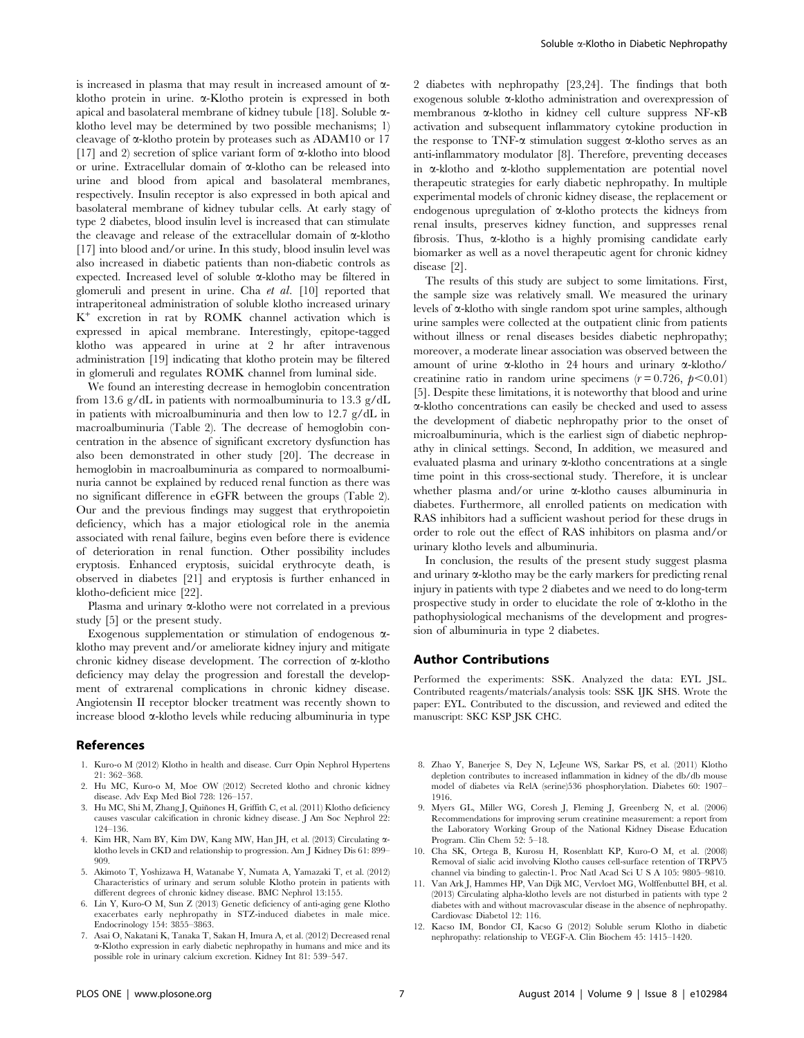is increased in plasma that may result in increased amount of α-klotho protein in urine. α-Klotho protein is expressed in both apical and basolateral membrane of kidney tubule [18]. Soluble α-klotho level may be determined by two possible mechanisms; 1) cleavage of α-klotho protein by proteases such as ADAM10 or 17 [17] and 2) secretion of splice variant form of α-klotho into blood or urine. Extracellular domain of α-klotho can be released into urine and blood from apical and basolateral membranes, respectively. Insulin receptor is also expressed in both apical and basolateral membrane of kidney tubular cells. At early stagy of type 2 diabetes, blood insulin level is increased that can stimulate the cleavage and release of the extracellular domain of α-klotho [17] into blood and/or urine. In this study, blood insulin level was also increased in diabetic patients than non-diabetic controls as expected. Increased level of soluble α-klotho may be filtered in glomeruli and present in urine. Cha *et al.* [10] reported that intraperitoneal administration of soluble klotho increased urinary $K^+$ excretion in rat by ROMK channel activation which is expressed in apical membrane. Interestingly, epitope-tagged klotho was appeared in urine at 2 hr after intravenous administration [19] indicating that klotho protein may be filtered in glomeruli and regulates ROMK channel from luminal side.

We found an interesting decrease in hemoglobin concentration from 13.6 g/dL in patients with normoalbuminuria to 13.3 g/dL in patients with microalbuminuria and then low to 12.7 g/dL in macroalbuminuria (Table 2). The decrease of hemoglobin concentration in the absence of significant excretory dysfunction has also been demonstrated in other study [20]. The decrease in hemoglobin in macroalbuminuria as compared to normoalbuminuria cannot be explained by reduced renal function as there was no significant difference in eGFR between the groups (Table 2). Our and the previous findings may suggest that erythropoietin deficiency, which has a major etiological role in the anemia associated with renal failure, begins even before there is evidence of deterioration in renal function. Other possibility includes eryptosis. Enhanced eryptosis, suicidal erythrocyte death, is observed in diabetes [21] and eryptosis is further enhanced in klotho-deficient mice [22].

Plasma and urinary α-klotho were not correlated in a previous study [5] or the present study.

Exogenous supplementation or stimulation of endogenous α-klotho may prevent and/or ameliorate kidney injury and mitigate chronic kidney disease development. The correction of α-klotho deficiency may delay the progression and forestall the development of extrarenal complications in chronic kidney disease. Angiotensin II receptor blocker treatment was recently shown to increase blood α-klotho levels while reducing albuminuria in type 2 diabetes with nephropathy [23,24]. The findings that both exogenous soluble α-klotho administration and overexpression of membranous α-klotho in kidney cell culture suppress NF-κB activation and subsequent inflammatory cytokine production in the response to TNF-α stimulation suggest α-klotho serves as an anti-inflammatory modulator [8]. Therefore, preventing deceases in α-klotho and α-klotho supplementation are potential novel therapeutic strategies for early diabetic nephropathy. In multiple experimental models of chronic kidney disease, the replacement or endogenous upregulation of α-klotho protects the kidneys from renal insults, preserves kidney function, and suppresses renal fibrosis. Thus, α-klotho is a highly promising candidate early biomarker as well as a novel therapeutic agent for chronic kidney disease [2].

The results of this study are subject to some limitations. First, the sample size was relatively small. We measured the urinary levels of α-klotho with single random spot urine samples, although urine samples were collected at the outpatient clinic from patients without illness or renal diseases besides diabetic nephropathy; moreover, a moderate linear association was observed between the amount of urine α-klotho in 24 hours and urinary α-klotho/creatinine ratio in random urine specimens ($r = 0.726$, $p<0.01$) [5]. Despite these limitations, it is noteworthy that blood and urine α-klotho concentrations can easily be checked and used to assess the development of diabetic nephropathy prior to the onset of microalbuminuria, which is the earliest sign of diabetic nephropathy in clinical settings. Second, In addition, we measured and evaluated plasma and urinary α-klotho concentrations at a single time point in this cross-sectional study. Therefore, it is unclear whether plasma and/or urine α-klotho causes albuminuria in diabetes. Furthermore, all enrolled patients on medication with RAS inhibitors had a sufficient washout period for these drugs in order to role out the effect of RAS inhibitors on plasma and/or urinary klotho levels and albuminuria.

In conclusion, the results of the present study suggest plasma and urinary α-klotho may be the early markers for predicting renal injury in patients with type 2 diabetes and we need to do long-term prospective study in order to elucidate the role of α-klotho in the pathophysiological mechanisms of the development and progression of albuminuria in type 2 diabetes.

## Author Contributions

Performed the experiments: SSK. Analyzed the data: EYL JSL. Contributed reagents/materials/analysis tools: SSK IJK SHS. Wrote the paper: EYL. Contributed to the discussion, and reviewed and edited the manuscript: SKC KSP JSK CHC.

## References

1. Kuro-o M (2012) Klotho in health and disease. Curr Opin Nephrol Hypertens 21: 362–368.
2. Hu MC, Kuro-o M, Moe OW (2012) Secreted klotho and chronic kidney disease. Adv Exp Med Biol 728: 126–157.
3. Hu MC, Shi M, Zhang J, Quiñones H, Griffith C, et al. (2011) Klotho deficiency causes vascular calcification in chronic kidney disease. J Am Soc Nephrol 22: 124–136.
4. Kim HR, Nam BY, Kim DW, Kang MW, Han JH, et al. (2013) Circulating α-klotho levels in CKD and relationship to progression. Am J Kidney Dis 61: 899–909.
5. Akimoto T, Yoshizawa H, Watanabe Y, Numata A, Yamazaki T, et al. (2012) Characteristics of urinary and serum soluble Klotho protein in patients with different degrees of chronic kidney disease. BMC Nephrol 13:155.
6. Lin Y, Kuro-O M, Sun Z (2013) Genetic deficiency of anti-aging gene Klotho exacerbates early nephropathy in STZ-induced diabetes in male mice. Endocrinology 154: 3855–3863.
7. Asai O, Nakatani K, Tanaka T, Sakan H, Imura A, et al. (2012) Decreased renal α-Klotho expression in early diabetic nephropathy in humans and mice and its possible role in urinary calcium excretion. Kidney Int 81: 539–547.
8. Zhao Y, Banerjee S, Dey N, LeJeune WS, Sarkar PS, et al. (2011) Klotho depletion contributes to increased inflammation in kidney of the db/db mouse model of diabetes via RelA (serine)536 phosphorylation. Diabetes 60: 1907–1916.
9. Myers GL, Miller WG, Coresh J, Fleming J, Greenberg N, et al. (2006) Recommendations for improving serum creatinine measurement: a report from the Laboratory Working Group of the National Kidney Disease Education Program. Clin Chem 52: 5–18.
10. Cha SK, Ortega B, Kurosu H, Rosenblatt KP, Kuro-O M, et al. (2008) Removal of sialic acid involving Klotho causes cell-surface retention of TRPV5 channel via binding to galectin-1. Proc Natl Acad Sci U S A 105: 9805–9810.
11. Van Ark J, Hammes HP, Van Dijk MC, Vervloet MG, Wolffenbuttel BH, et al. (2013) Circulating alpha-klotho levels are not disturbed in patients with type 2 diabetes with and without macrovascular disease in the absence of nephropathy. Cardiovasc Diabetol 12: 116.
12. Kacso IM, Bondor CI, Kacso G (2012) Soluble serum Klotho in diabetic nephropathy: relationship to VEGF-A. Clin Biochem 45: 1415–1420.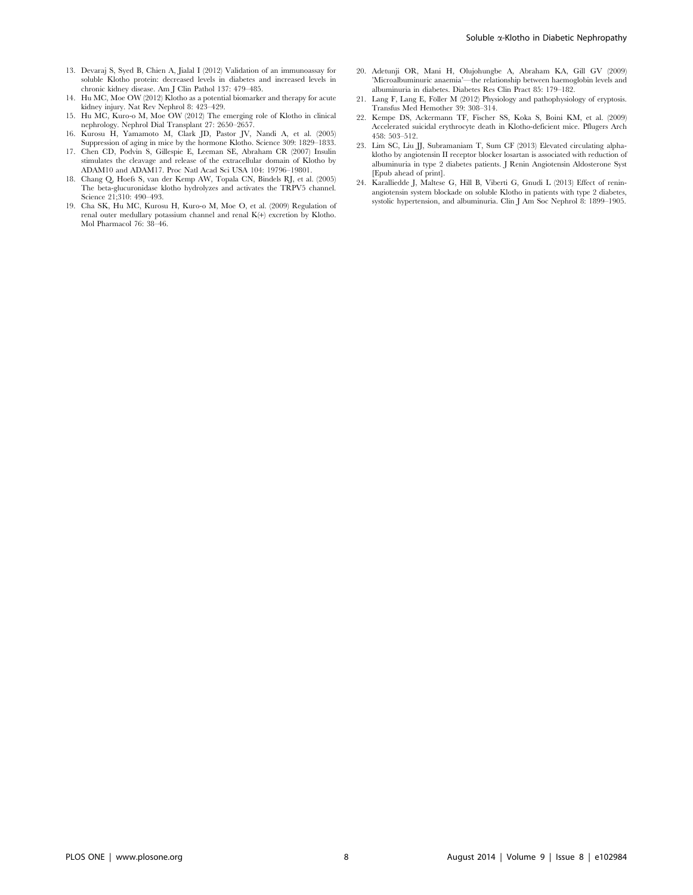13. Devaraj S, Syed B, Chien A, Jialal I (2012) Validation of an immunoassay for soluble Klotho protein: decreased levels in diabetes and increased levels in chronic kidney disease. Am J Clin Pathol 137: 479–485.
14. Hu MC, Moe OW (2012) Klotho as a potential biomarker and therapy for acute kidney injury. Nat Rev Nephrol 8: 423–429.
15. Hu MC, Kuro-o M, Moe OW (2012) The emerging role of Klotho in clinical nephrology. Nephrol Dial Transplant 27: 2650–2657.
16. Kurosu H, Yamamoto M, Clark JD, Pastor JV, Nandi A, et al. (2005) Suppression of aging in mice by the hormone Klotho. Science 309: 1829–1833.
17. Chen CD, Podvin S, Gillespie E, Leeman SE, Abraham CR (2007) Insulin stimulates the cleavage and release of the extracellular domain of Klotho by ADAM10 and ADAM17. Proc Natl Acad Sci USA 104: 19796–19801.
18. Chang Q, Hoefs S, van der Kemp AW, Topala CN, Bindels RJ, et al. (2005) The beta-glucuronidase klotho hydrolyzes and activates the TRPV5 channel. Science 21;310: 490–493.
19. Cha SK, Hu MC, Kurosu H, Kuro-o M, Moe O, et al. (2009) Regulation of renal outer medullary potassium channel and renal K(+) excretion by Klotho. Mol Pharmacol 76: 38–46.
20. Adetunji OR, Mani H, Olujohungbe A, Abraham KA, Gill GV (2009) 'Microalbuminuric anaemia'—the relationship between haemoglobin levels and albuminuria in diabetes. Diabetes Res Clin Pract 85: 179–182.
21. Lang F, Lang E, Föller M (2012) Physiology and pathophysiology of eryptosis. Transfus Med Hemother 39: 308–314.
22. Kempe DS, Ackermann TF, Fischer SS, Koka S, Boini KM, et al. (2009) Accelerated suicidal erythrocyte death in Klotho-deficient mice. Pflugers Arch 458: 503–512.
23. Lim SC, Liu JJ, Subramaniam T, Sum CF (2013) Elevated circulating alpha-klotho by angiotensin II receptor blocker losartan is associated with reduction of albuminuria in type 2 diabetes patients. J Renin Angiotensin Aldosterone Syst [Epub ahead of print].
24. Karalliedde J, Maltese G, Hill B, Viberti G, Gnudi L (2013) Effect of renin-angiotensin system blockade on soluble Klotho in patients with type 2 diabetes, systolic hypertension, and albuminuria. Clin J Am Soc Nephrol 8: 1899–1905.